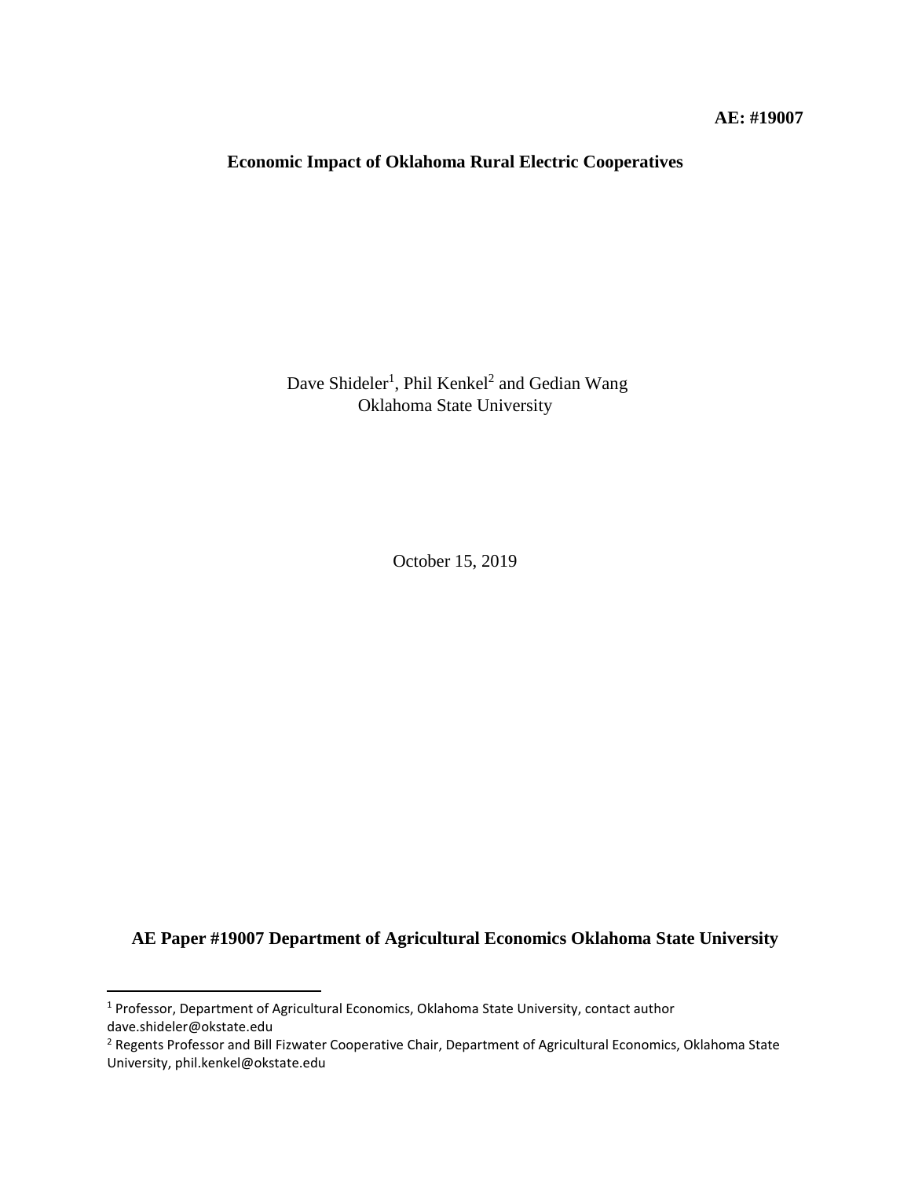**AE: #19007**

# Economic Impact of Oklahoma Rural Electric Cooperatives

Dave Shideler[1], Phil Kenkel[2] and Gedian Wang
Oklahoma State University

October 15, 2019

**AE Paper #19007 Department of Agricultural Economics Oklahoma State University**

---

[1] Professor, Department of Agricultural Economics, Oklahoma State University, contact author dave.shideler@okstate.edu

[2] Regents Professor and Bill Fizwater Cooperative Chair, Department of Agricultural Economics, Oklahoma State University, phil.kenkel@okstate.edu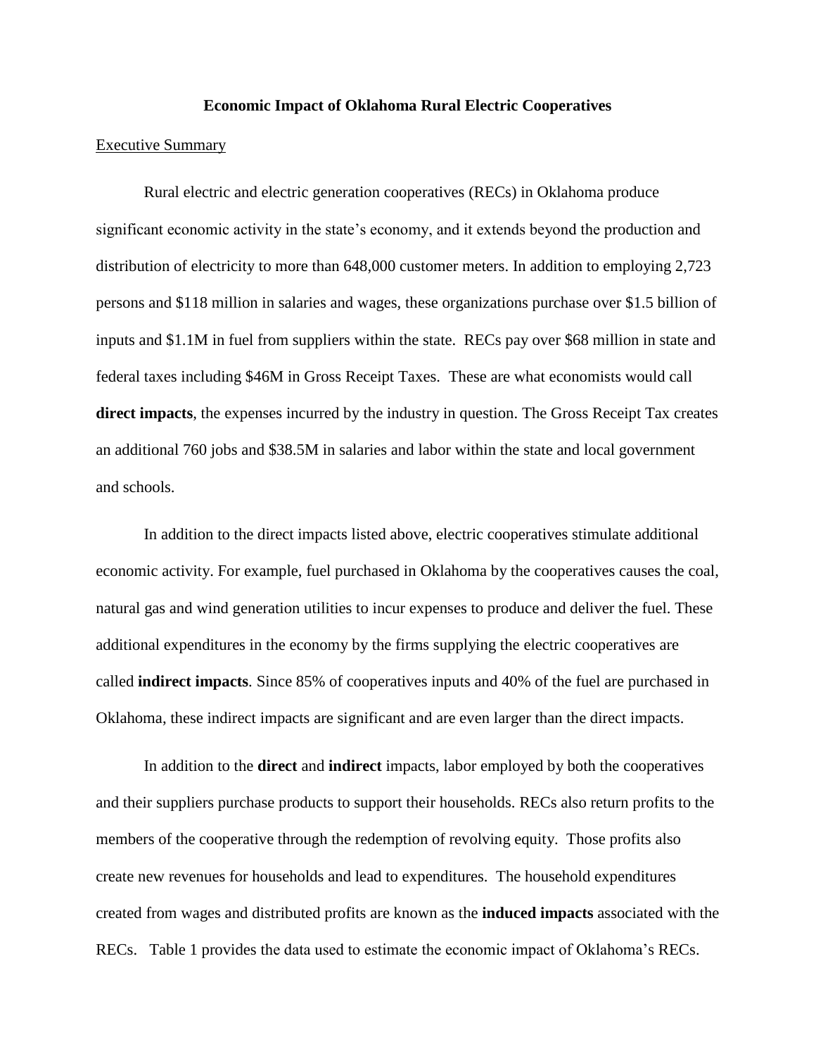**Economic Impact of Oklahoma Rural Electric Cooperatives**

Executive Summary

Rural electric and electric generation cooperatives (RECs) in Oklahoma produce significant economic activity in the state's economy, and it extends beyond the production and distribution of electricity to more than 648,000 customer meters. In addition to employing 2,723 persons and $118 million in salaries and wages, these organizations purchase over $1.5 billion of inputs and $1.1M in fuel from suppliers within the state. RECs pay over $68 million in state and federal taxes including $46M in Gross Receipt Taxes. These are what economists would call **direct impacts**, the expenses incurred by the industry in question. The Gross Receipt Tax creates an additional 760 jobs and $38.5M in salaries and labor within the state and local government and schools.

In addition to the direct impacts listed above, electric cooperatives stimulate additional economic activity. For example, fuel purchased in Oklahoma by the cooperatives causes the coal, natural gas and wind generation utilities to incur expenses to produce and deliver the fuel. These additional expenditures in the economy by the firms supplying the electric cooperatives are called **indirect impacts**. Since 85% of cooperatives inputs and 40% of the fuel are purchased in Oklahoma, these indirect impacts are significant and are even larger than the direct impacts.

In addition to the **direct** and **indirect** impacts, labor employed by both the cooperatives and their suppliers purchase products to support their households. RECs also return profits to the members of the cooperative through the redemption of revolving equity. Those profits also create new revenues for households and lead to expenditures. The household expenditures created from wages and distributed profits are known as the **induced impacts** associated with the RECs. Table 1 provides the data used to estimate the economic impact of Oklahoma's RECs.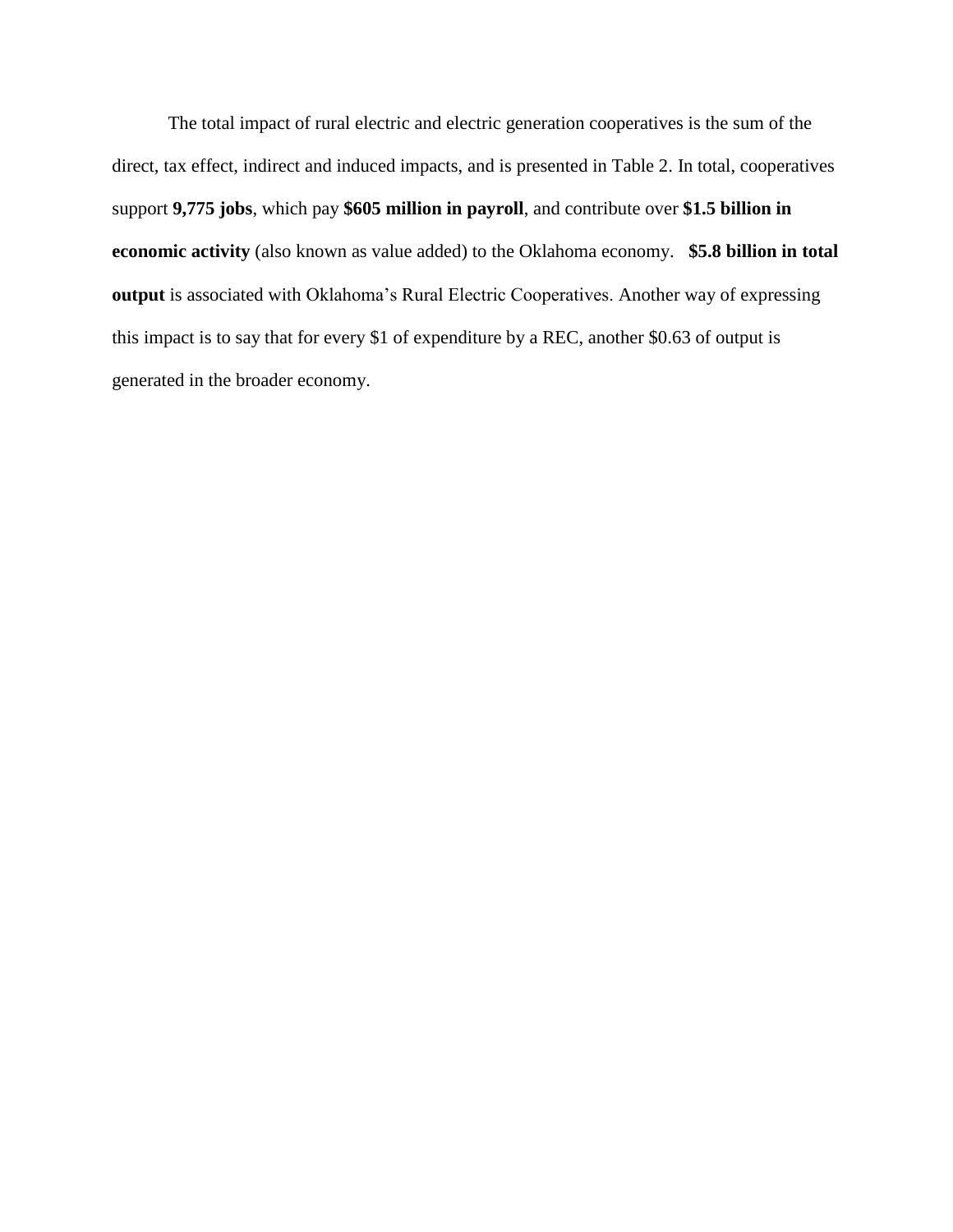The total impact of rural electric and electric generation cooperatives is the sum of the direct, tax effect, indirect and induced impacts, and is presented in Table 2. In total, cooperatives support **9,775 jobs**, which pay **$605 million in payroll**, and contribute over **$1.5 billion in economic activity** (also known as value added) to the Oklahoma economy. **$5.8 billion in total output** is associated with Oklahoma's Rural Electric Cooperatives. Another way of expressing this impact is to say that for every $1 of expenditure by a REC, another $0.63 of output is generated in the broader economy.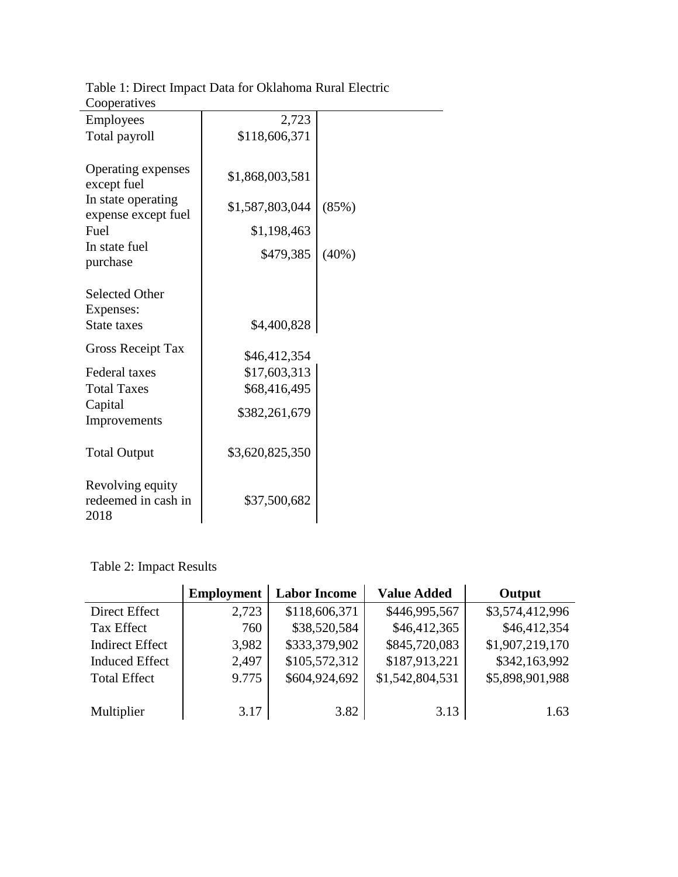Table 1: Direct Impact Data for Oklahoma Rural Electric Cooperatives

| | | |
|---|---|---|
| Employees | 2,723 | |
| Total payroll | $118,606,371 | |
| Operating expenses except fuel | $1,868,003,581 | |
| In state operating expense except fuel | $1,587,803,044 | (85%) |
| Fuel | $1,198,463 | |
| In state fuel purchase | $479,385 | (40%) |
| Selected Other Expenses: | | |
| State taxes | $4,400,828 | |
| Gross Receipt Tax | $46,412,354 | |
| Federal taxes | $17,603,313 | |
| Total Taxes | $68,416,495 | |
| Capital Improvements | $382,261,679 | |
| Total Output | $3,620,825,350 | |
| Revolving equity redeemed in cash in 2018 | $37,500,682 | |

Table 2: Impact Results

| | **Employment** | **Labor Income** | **Value Added** | **Output** |
|---|---|---|---|---|
| Direct Effect | 2,723 | $118,606,371 | $446,995,567 | $3,574,412,996 |
| Tax Effect | 760 | $38,520,584 | $46,412,365 | $46,412,354 |
| Indirect Effect | 3,982 | $333,379,902 | $845,720,083 | $1,907,219,170 |
| Induced Effect | 2,497 | $105,572,312 | $187,913,221 | $342,163,992 |
| Total Effect | 9.775 | $604,924,692 | $1,542,804,531 | $5,898,901,988 |
| Multiplier | 3.17 | 3.82 | 3.13 | 1.63 |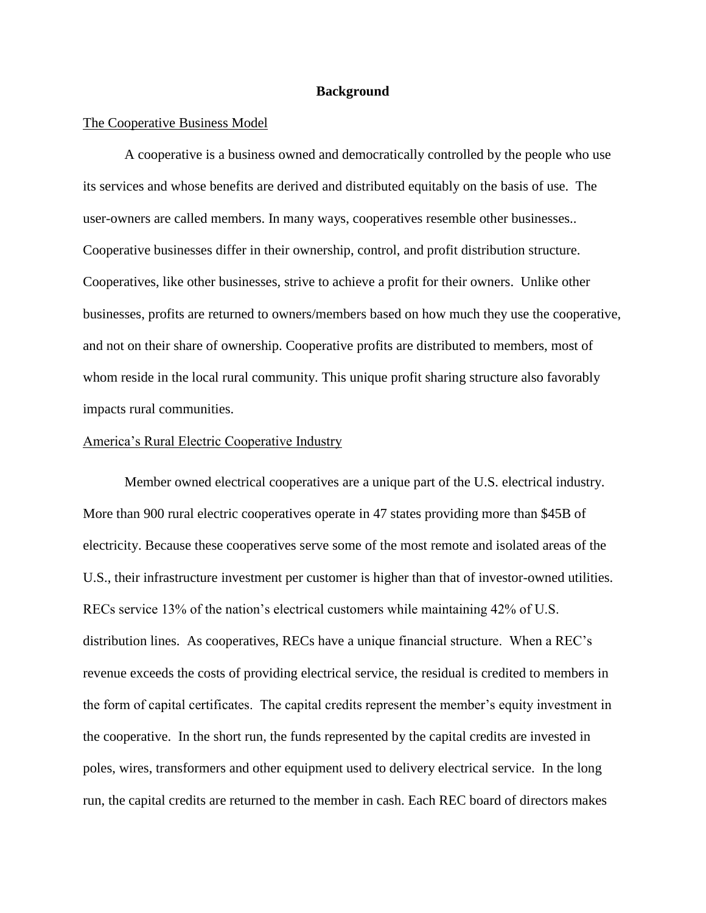# Background

The Cooperative Business Model

A cooperative is a business owned and democratically controlled by the people who use its services and whose benefits are derived and distributed equitably on the basis of use. The user-owners are called members. In many ways, cooperatives resemble other businesses.. Cooperative businesses differ in their ownership, control, and profit distribution structure. Cooperatives, like other businesses, strive to achieve a profit for their owners. Unlike other businesses, profits are returned to owners/members based on how much they use the cooperative, and not on their share of ownership. Cooperative profits are distributed to members, most of whom reside in the local rural community. This unique profit sharing structure also favorably impacts rural communities.

America's Rural Electric Cooperative Industry

Member owned electrical cooperatives are a unique part of the U.S. electrical industry. More than 900 rural electric cooperatives operate in 47 states providing more than $45B of electricity. Because these cooperatives serve some of the most remote and isolated areas of the U.S., their infrastructure investment per customer is higher than that of investor-owned utilities. RECs service 13% of the nation's electrical customers while maintaining 42% of U.S. distribution lines. As cooperatives, RECs have a unique financial structure. When a REC's revenue exceeds the costs of providing electrical service, the residual is credited to members in the form of capital certificates. The capital credits represent the member's equity investment in the cooperative. In the short run, the funds represented by the capital credits are invested in poles, wires, transformers and other equipment used to delivery electrical service. In the long run, the capital credits are returned to the member in cash. Each REC board of directors makes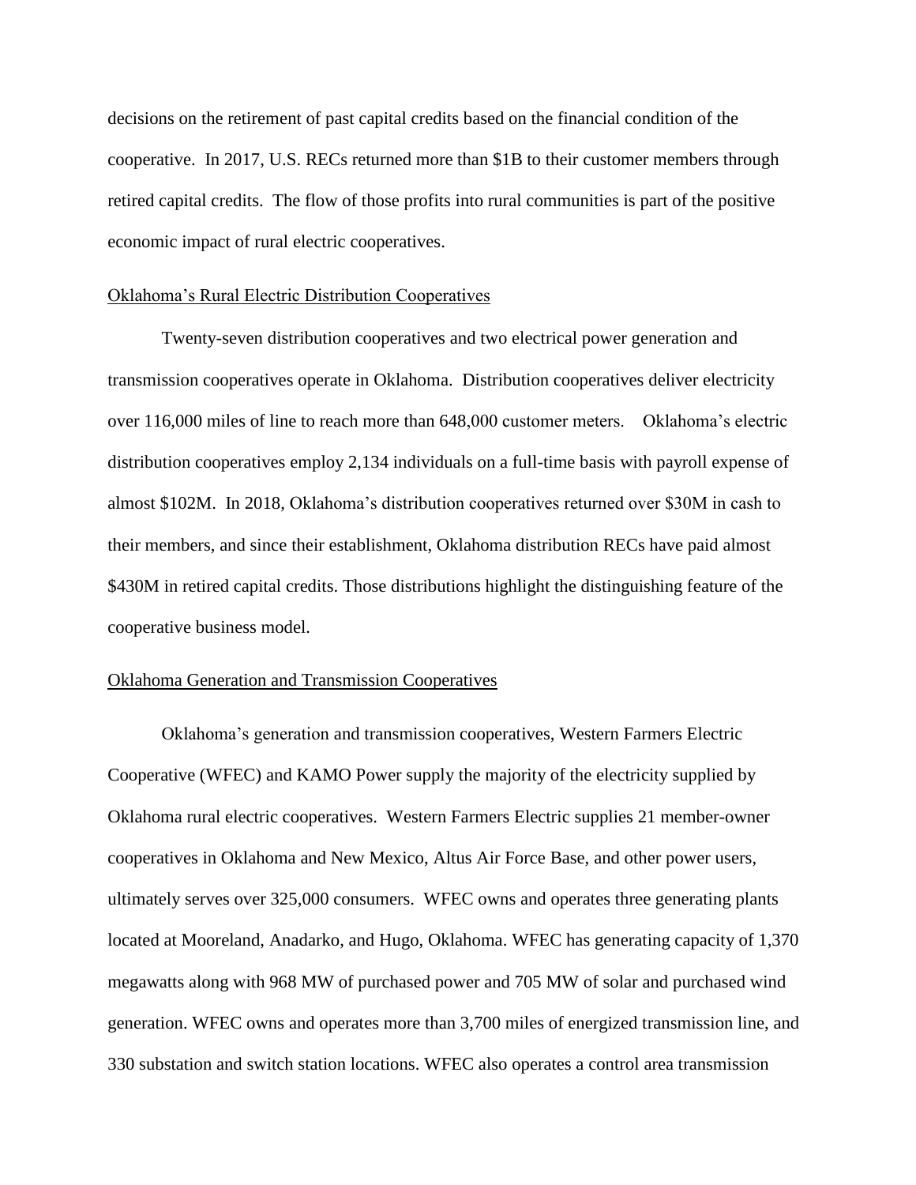decisions on the retirement of past capital credits based on the financial condition of the cooperative. In 2017, U.S. RECs returned more than $1B to their customer members through retired capital credits. The flow of those profits into rural communities is part of the positive economic impact of rural electric cooperatives.

## Oklahoma's Rural Electric Distribution Cooperatives

Twenty-seven distribution cooperatives and two electrical power generation and transmission cooperatives operate in Oklahoma. Distribution cooperatives deliver electricity over 116,000 miles of line to reach more than 648,000 customer meters. Oklahoma's electric distribution cooperatives employ 2,134 individuals on a full-time basis with payroll expense of almost $102M. In 2018, Oklahoma's distribution cooperatives returned over $30M in cash to their members, and since their establishment, Oklahoma distribution RECs have paid almost $430M in retired capital credits. Those distributions highlight the distinguishing feature of the cooperative business model.

## Oklahoma Generation and Transmission Cooperatives

Oklahoma's generation and transmission cooperatives, Western Farmers Electric Cooperative (WFEC) and KAMO Power supply the majority of the electricity supplied by Oklahoma rural electric cooperatives. Western Farmers Electric supplies 21 member-owner cooperatives in Oklahoma and New Mexico, Altus Air Force Base, and other power users, ultimately serves over 325,000 consumers. WFEC owns and operates three generating plants located at Mooreland, Anadarko, and Hugo, Oklahoma. WFEC has generating capacity of 1,370 megawatts along with 968 MW of purchased power and 705 MW of solar and purchased wind generation. WFEC owns and operates more than 3,700 miles of energized transmission line, and 330 substation and switch station locations. WFEC also operates a control area transmission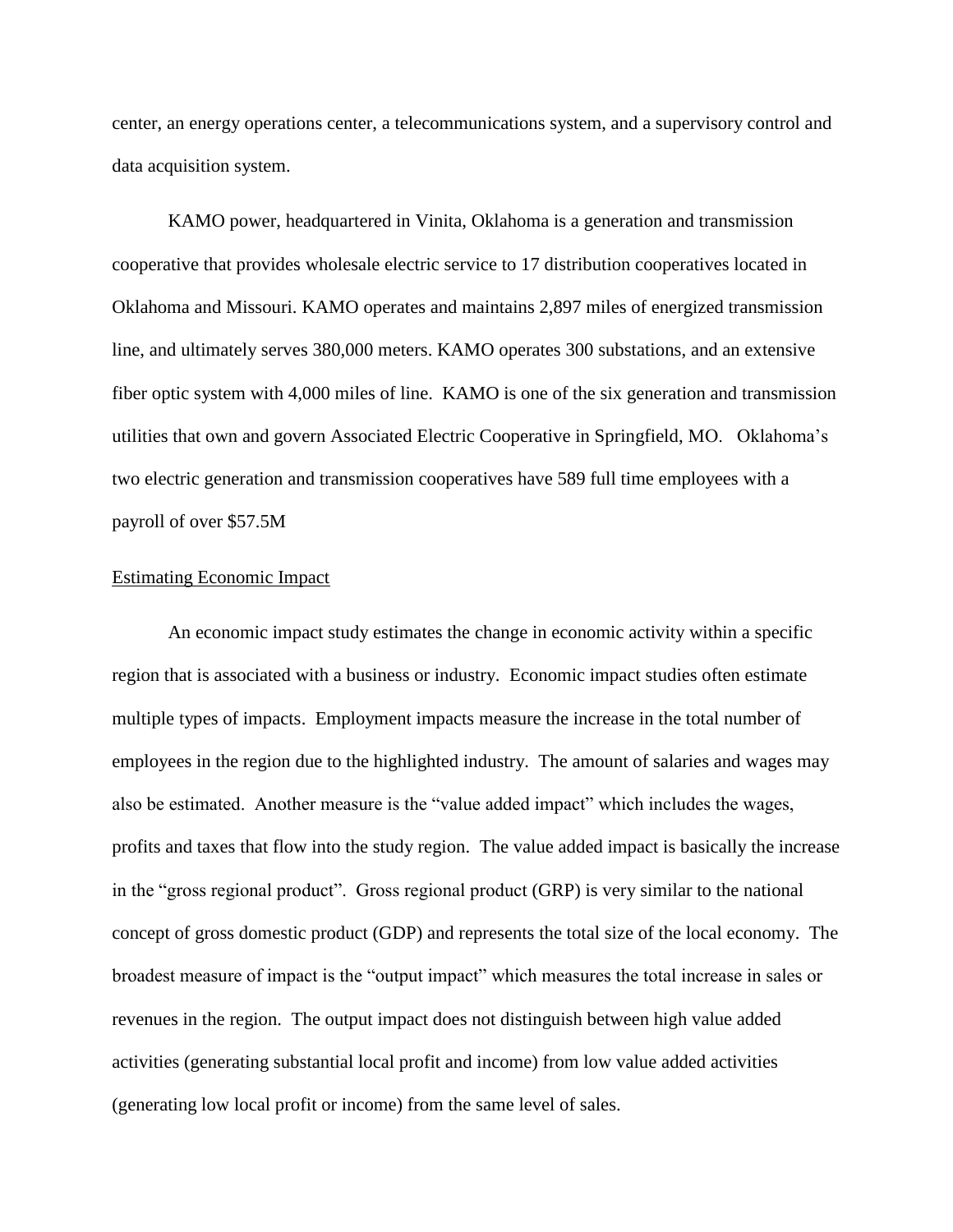center, an energy operations center, a telecommunications system, and a supervisory control and data acquisition system.

KAMO power, headquartered in Vinita, Oklahoma is a generation and transmission cooperative that provides wholesale electric service to 17 distribution cooperatives located in Oklahoma and Missouri. KAMO operates and maintains 2,897 miles of energized transmission line, and ultimately serves 380,000 meters. KAMO operates 300 substations, and an extensive fiber optic system with 4,000 miles of line. KAMO is one of the six generation and transmission utilities that own and govern Associated Electric Cooperative in Springfield, MO. Oklahoma's two electric generation and transmission cooperatives have 589 full time employees with a payroll of over $57.5M

## Estimating Economic Impact

An economic impact study estimates the change in economic activity within a specific region that is associated with a business or industry. Economic impact studies often estimate multiple types of impacts. Employment impacts measure the increase in the total number of employees in the region due to the highlighted industry. The amount of salaries and wages may also be estimated. Another measure is the "value added impact" which includes the wages, profits and taxes that flow into the study region. The value added impact is basically the increase in the "gross regional product". Gross regional product (GRP) is very similar to the national concept of gross domestic product (GDP) and represents the total size of the local economy. The broadest measure of impact is the "output impact" which measures the total increase in sales or revenues in the region. The output impact does not distinguish between high value added activities (generating substantial local profit and income) from low value added activities (generating low local profit or income) from the same level of sales.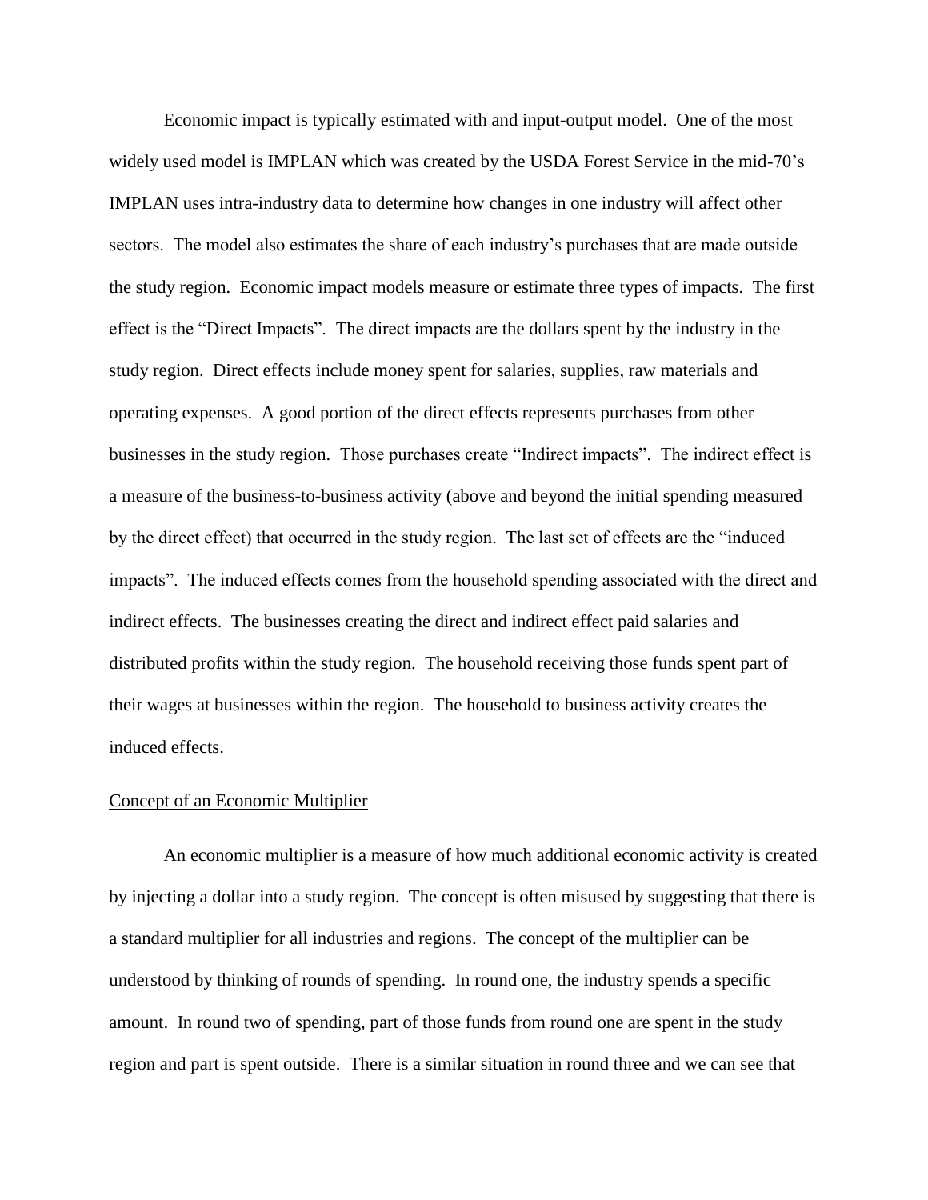Economic impact is typically estimated with and input-output model. One of the most widely used model is IMPLAN which was created by the USDA Forest Service in the mid-70's IMPLAN uses intra-industry data to determine how changes in one industry will affect other sectors. The model also estimates the share of each industry's purchases that are made outside the study region. Economic impact models measure or estimate three types of impacts. The first effect is the "Direct Impacts". The direct impacts are the dollars spent by the industry in the study region. Direct effects include money spent for salaries, supplies, raw materials and operating expenses. A good portion of the direct effects represents purchases from other businesses in the study region. Those purchases create "Indirect impacts". The indirect effect is a measure of the business-to-business activity (above and beyond the initial spending measured by the direct effect) that occurred in the study region. The last set of effects are the "induced impacts". The induced effects comes from the household spending associated with the direct and indirect effects. The businesses creating the direct and indirect effect paid salaries and distributed profits within the study region. The household receiving those funds spent part of their wages at businesses within the region. The household to business activity creates the induced effects.

## Concept of an Economic Multiplier

An economic multiplier is a measure of how much additional economic activity is created by injecting a dollar into a study region. The concept is often misused by suggesting that there is a standard multiplier for all industries and regions. The concept of the multiplier can be understood by thinking of rounds of spending. In round one, the industry spends a specific amount. In round two of spending, part of those funds from round one are spent in the study region and part is spent outside. There is a similar situation in round three and we can see that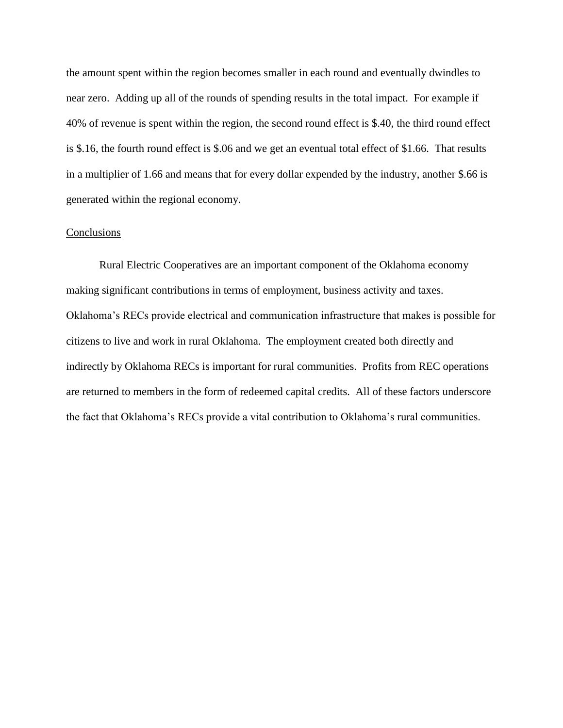the amount spent within the region becomes smaller in each round and eventually dwindles to near zero. Adding up all of the rounds of spending results in the total impact. For example if 40% of revenue is spent within the region, the second round effect is $.40, the third round effect is $.16, the fourth round effect is $.06 and we get an eventual total effect of $1.66. That results in a multiplier of 1.66 and means that for every dollar expended by the industry, another $.66 is generated within the regional economy.

## Conclusions

Rural Electric Cooperatives are an important component of the Oklahoma economy making significant contributions in terms of employment, business activity and taxes. Oklahoma's RECs provide electrical and communication infrastructure that makes is possible for citizens to live and work in rural Oklahoma. The employment created both directly and indirectly by Oklahoma RECs is important for rural communities. Profits from REC operations are returned to members in the form of redeemed capital credits. All of these factors underscore the fact that Oklahoma's RECs provide a vital contribution to Oklahoma's rural communities.